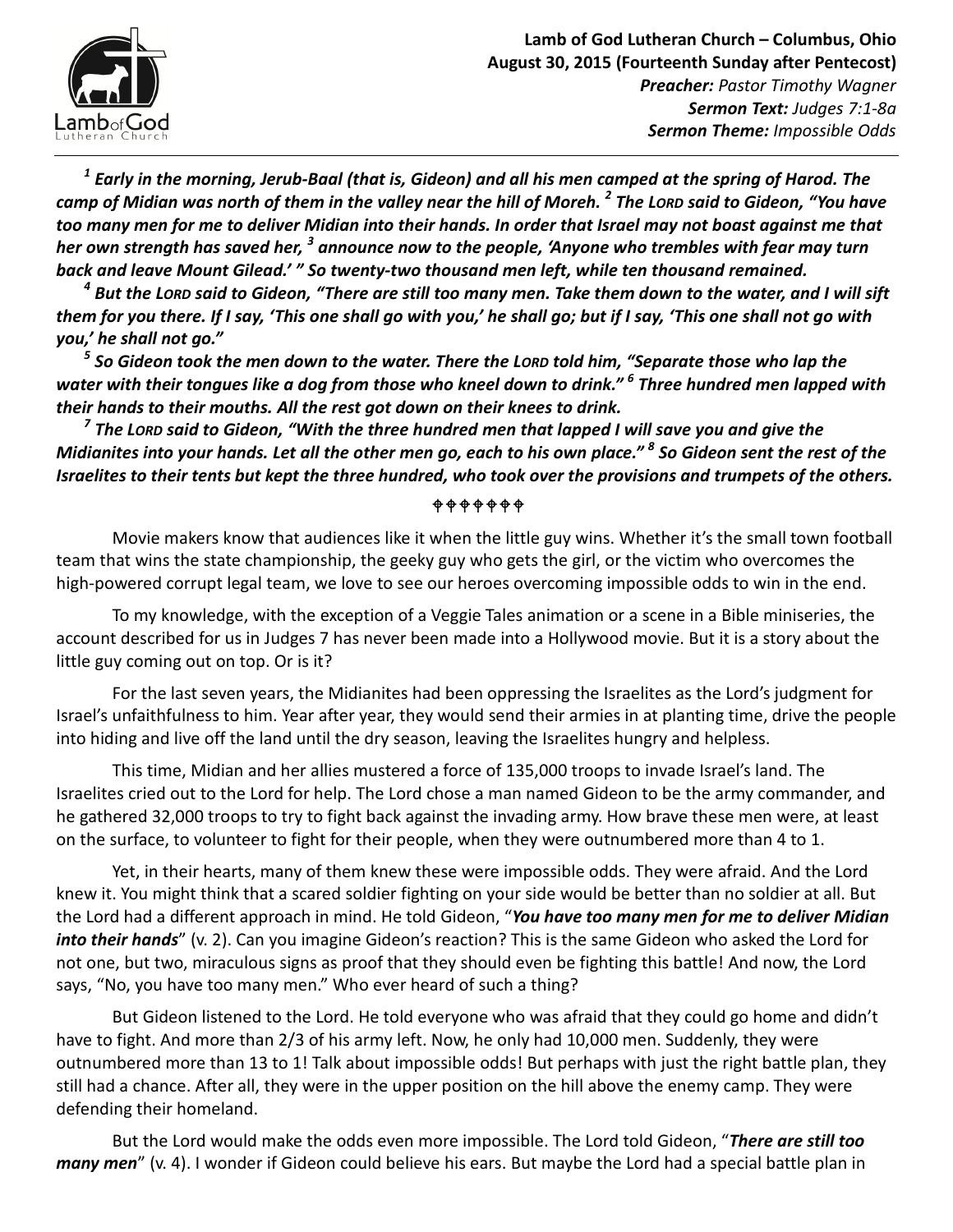**Lamb of God Lutheran Church – Columbus, Ohio**
**August 30, 2015 (Fourteenth Sunday after Pentecost)**
***Preacher:*** *Pastor Timothy Wagner*
***Sermon Text:*** *Judges 7:1-8a*
***Sermon Theme:*** *Impossible Odds*

***[1] Early in the morning, Jerub-Baal (that is, Gideon) and all his men camped at the spring of Harod. The camp of Midian was north of them in the valley near the hill of Moreh. [2] The LORD said to Gideon, "You have too many men for me to deliver Midian into their hands. In order that Israel may not boast against me that her own strength has saved her, [3] announce now to the people, 'Anyone who trembles with fear may turn back and leave Mount Gilead.' " So twenty-two thousand men left, while ten thousand remained.***

***[4] But the LORD said to Gideon, "There are still too many men. Take them down to the water, and I will sift them for you there. If I say, 'This one shall go with you,' he shall go; but if I say, 'This one shall not go with you,' he shall not go."***

***[5] So Gideon took the men down to the water. There the LORD told him, "Separate those who lap the water with their tongues like a dog from those who kneel down to drink." [6] Three hundred men lapped with their hands to their mouths. All the rest got down on their knees to drink.***

***[7] The LORD said to Gideon, "With the three hundred men that lapped I will save you and give the Midianites into your hands. Let all the other men go, each to his own place." [8] So Gideon sent the rest of the Israelites to their tents but kept the three hundred, who took over the provisions and trumpets of the others.***

✟✟✟✟✟✟✟

Movie makers know that audiences like it when the little guy wins. Whether it's the small town football team that wins the state championship, the geeky guy who gets the girl, or the victim who overcomes the high-powered corrupt legal team, we love to see our heroes overcoming impossible odds to win in the end.

To my knowledge, with the exception of a Veggie Tales animation or a scene in a Bible miniseries, the account described for us in Judges 7 has never been made into a Hollywood movie. But it is a story about the little guy coming out on top. Or is it?

For the last seven years, the Midianites had been oppressing the Israelites as the Lord's judgment for Israel's unfaithfulness to him. Year after year, they would send their armies in at planting time, drive the people into hiding and live off the land until the dry season, leaving the Israelites hungry and helpless.

This time, Midian and her allies mustered a force of 135,000 troops to invade Israel's land. The Israelites cried out to the Lord for help. The Lord chose a man named Gideon to be the army commander, and he gathered 32,000 troops to try to fight back against the invading army. How brave these men were, at least on the surface, to volunteer to fight for their people, when they were outnumbered more than 4 to 1.

Yet, in their hearts, many of them knew these were impossible odds. They were afraid. And the Lord knew it. You might think that a scared soldier fighting on your side would be better than no soldier at all. But the Lord had a different approach in mind. He told Gideon, "***You have too many men for me to deliver Midian into their hands***" (v. 2). Can you imagine Gideon's reaction? This is the same Gideon who asked the Lord for not one, but two, miraculous signs as proof that they should even be fighting this battle! And now, the Lord says, "No, you have too many men." Who ever heard of such a thing?

But Gideon listened to the Lord. He told everyone who was afraid that they could go home and didn't have to fight. And more than 2/3 of his army left. Now, he only had 10,000 men. Suddenly, they were outnumbered more than 13 to 1! Talk about impossible odds! But perhaps with just the right battle plan, they still had a chance. After all, they were in the upper position on the hill above the enemy camp. They were defending their homeland.

But the Lord would make the odds even more impossible. The Lord told Gideon, "***There are still too many men***" (v. 4). I wonder if Gideon could believe his ears. But maybe the Lord had a special battle plan in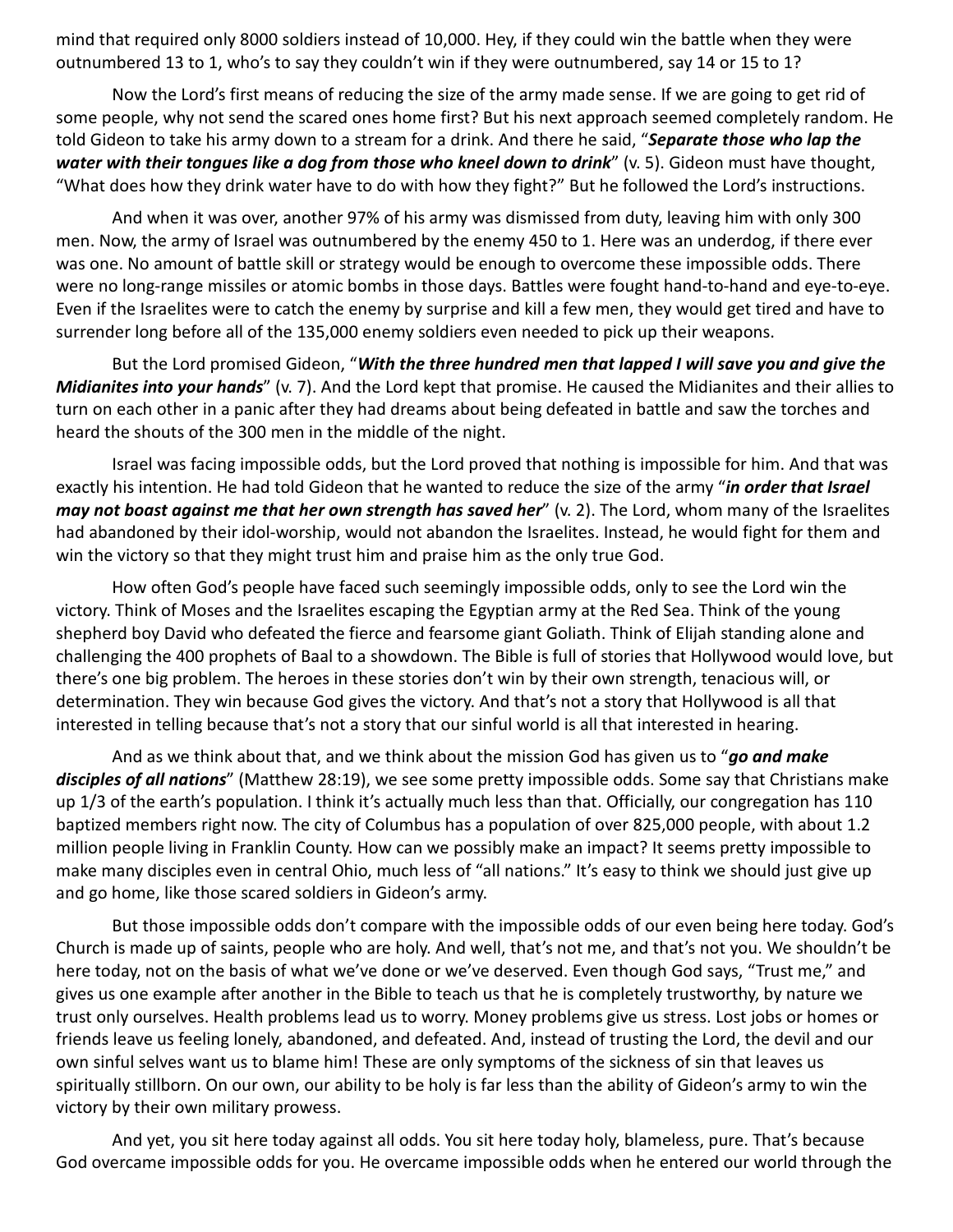mind that required only 8000 soldiers instead of 10,000. Hey, if they could win the battle when they were outnumbered 13 to 1, who's to say they couldn't win if they were outnumbered, say 14 or 15 to 1?

Now the Lord's first means of reducing the size of the army made sense. If we are going to get rid of some people, why not send the scared ones home first? But his next approach seemed completely random. He told Gideon to take his army down to a stream for a drink. And there he said, "***Separate those who lap the water with their tongues like a dog from those who kneel down to drink***" (v. 5). Gideon must have thought, "What does how they drink water have to do with how they fight?" But he followed the Lord's instructions.

And when it was over, another 97% of his army was dismissed from duty, leaving him with only 300 men. Now, the army of Israel was outnumbered by the enemy 450 to 1. Here was an underdog, if there ever was one. No amount of battle skill or strategy would be enough to overcome these impossible odds. There were no long-range missiles or atomic bombs in those days. Battles were fought hand-to-hand and eye-to-eye. Even if the Israelites were to catch the enemy by surprise and kill a few men, they would get tired and have to surrender long before all of the 135,000 enemy soldiers even needed to pick up their weapons.

But the Lord promised Gideon, "***With the three hundred men that lapped I will save you and give the Midianites into your hands***" (v. 7). And the Lord kept that promise. He caused the Midianites and their allies to turn on each other in a panic after they had dreams about being defeated in battle and saw the torches and heard the shouts of the 300 men in the middle of the night.

Israel was facing impossible odds, but the Lord proved that nothing is impossible for him. And that was exactly his intention. He had told Gideon that he wanted to reduce the size of the army "***in order that Israel may not boast against me that her own strength has saved her***" (v. 2). The Lord, whom many of the Israelites had abandoned by their idol-worship, would not abandon the Israelites. Instead, he would fight for them and win the victory so that they might trust him and praise him as the only true God.

How often God's people have faced such seemingly impossible odds, only to see the Lord win the victory. Think of Moses and the Israelites escaping the Egyptian army at the Red Sea. Think of the young shepherd boy David who defeated the fierce and fearsome giant Goliath. Think of Elijah standing alone and challenging the 400 prophets of Baal to a showdown. The Bible is full of stories that Hollywood would love, but there's one big problem. The heroes in these stories don't win by their own strength, tenacious will, or determination. They win because God gives the victory. And that's not a story that Hollywood is all that interested in telling because that's not a story that our sinful world is all that interested in hearing.

And as we think about that, and we think about the mission God has given us to "***go and make disciples of all nations***" (Matthew 28:19), we see some pretty impossible odds. Some say that Christians make up 1/3 of the earth's population. I think it's actually much less than that. Officially, our congregation has 110 baptized members right now. The city of Columbus has a population of over 825,000 people, with about 1.2 million people living in Franklin County. How can we possibly make an impact? It seems pretty impossible to make many disciples even in central Ohio, much less of "all nations." It's easy to think we should just give up and go home, like those scared soldiers in Gideon's army.

But those impossible odds don't compare with the impossible odds of our even being here today. God's Church is made up of saints, people who are holy. And well, that's not me, and that's not you. We shouldn't be here today, not on the basis of what we've done or we've deserved. Even though God says, "Trust me," and gives us one example after another in the Bible to teach us that he is completely trustworthy, by nature we trust only ourselves. Health problems lead us to worry. Money problems give us stress. Lost jobs or homes or friends leave us feeling lonely, abandoned, and defeated. And, instead of trusting the Lord, the devil and our own sinful selves want us to blame him! These are only symptoms of the sickness of sin that leaves us spiritually stillborn. On our own, our ability to be holy is far less than the ability of Gideon's army to win the victory by their own military prowess.

And yet, you sit here today against all odds. You sit here today holy, blameless, pure. That's because God overcame impossible odds for you. He overcame impossible odds when he entered our world through the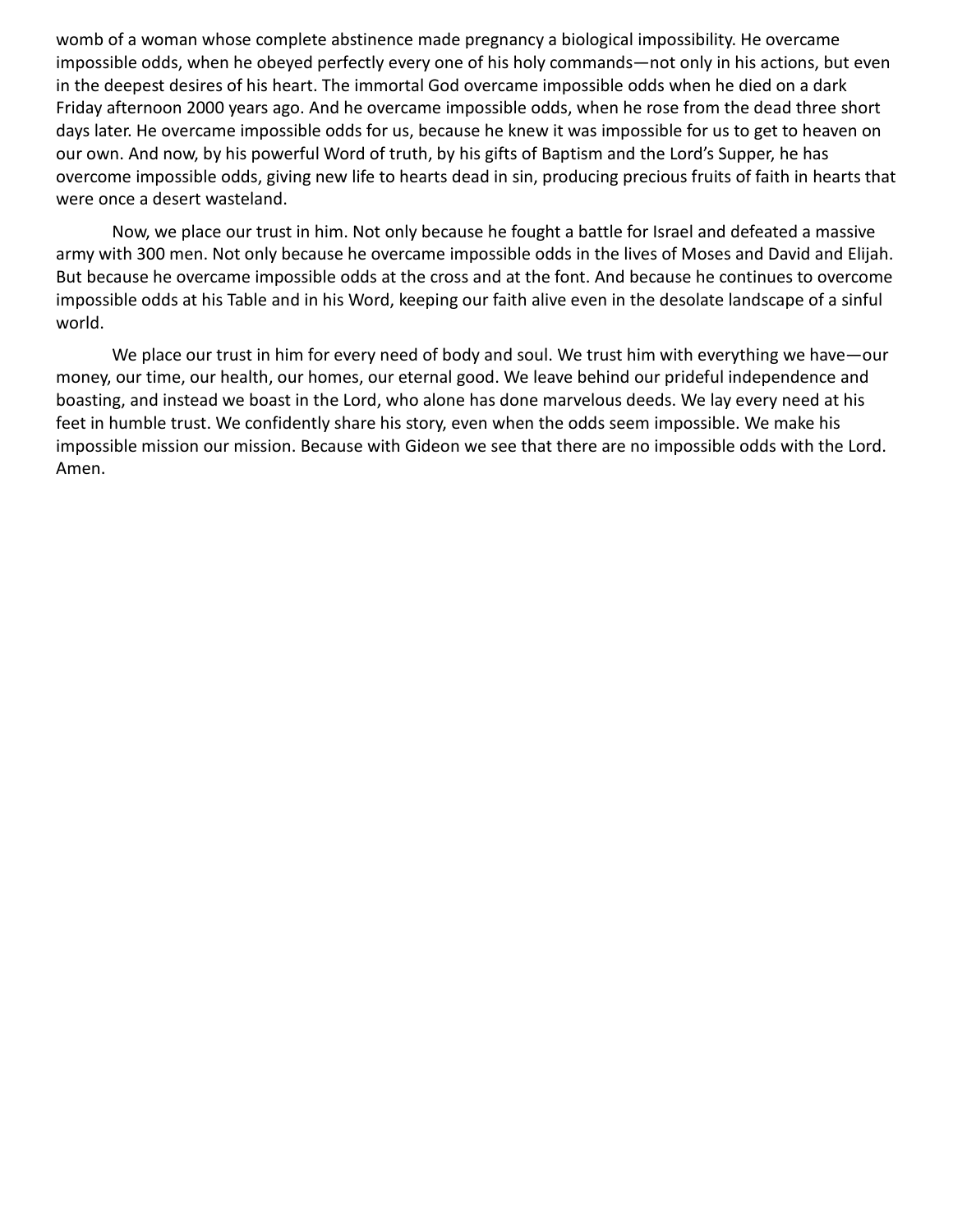womb of a woman whose complete abstinence made pregnancy a biological impossibility. He overcame impossible odds, when he obeyed perfectly every one of his holy commands—not only in his actions, but even in the deepest desires of his heart. The immortal God overcame impossible odds when he died on a dark Friday afternoon 2000 years ago. And he overcame impossible odds, when he rose from the dead three short days later. He overcame impossible odds for us, because he knew it was impossible for us to get to heaven on our own. And now, by his powerful Word of truth, by his gifts of Baptism and the Lord's Supper, he has overcome impossible odds, giving new life to hearts dead in sin, producing precious fruits of faith in hearts that were once a desert wasteland.

Now, we place our trust in him. Not only because he fought a battle for Israel and defeated a massive army with 300 men. Not only because he overcame impossible odds in the lives of Moses and David and Elijah. But because he overcame impossible odds at the cross and at the font. And because he continues to overcome impossible odds at his Table and in his Word, keeping our faith alive even in the desolate landscape of a sinful world.

We place our trust in him for every need of body and soul. We trust him with everything we have—our money, our time, our health, our homes, our eternal good. We leave behind our prideful independence and boasting, and instead we boast in the Lord, who alone has done marvelous deeds. We lay every need at his feet in humble trust. We confidently share his story, even when the odds seem impossible. We make his impossible mission our mission. Because with Gideon we see that there are no impossible odds with the Lord. Amen.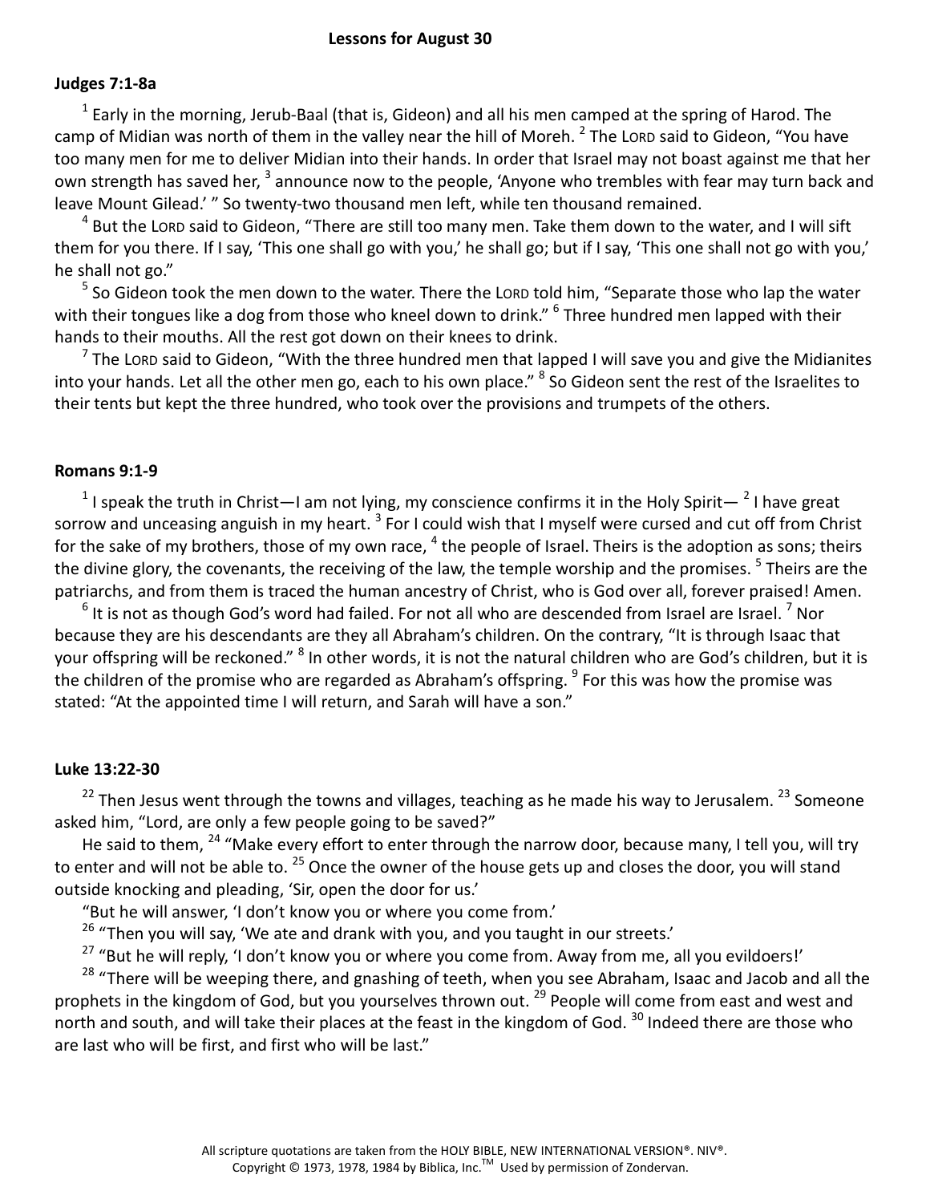# Lessons for August 30

**Judges 7:1-8a**

[1] Early in the morning, Jerub-Baal (that is, Gideon) and all his men camped at the spring of Harod. The camp of Midian was north of them in the valley near the hill of Moreh. [2] The LORD said to Gideon, "You have too many men for me to deliver Midian into their hands. In order that Israel may not boast against me that her own strength has saved her, [3] announce now to the people, 'Anyone who trembles with fear may turn back and leave Mount Gilead.' " So twenty-two thousand men left, while ten thousand remained.

[4] But the LORD said to Gideon, "There are still too many men. Take them down to the water, and I will sift them for you there. If I say, 'This one shall go with you,' he shall go; but if I say, 'This one shall not go with you,' he shall not go."

[5] So Gideon took the men down to the water. There the LORD told him, "Separate those who lap the water with their tongues like a dog from those who kneel down to drink." [6] Three hundred men lapped with their hands to their mouths. All the rest got down on their knees to drink.

[7] The LORD said to Gideon, "With the three hundred men that lapped I will save you and give the Midianites into your hands. Let all the other men go, each to his own place." [8] So Gideon sent the rest of the Israelites to their tents but kept the three hundred, who took over the provisions and trumpets of the others.

**Romans 9:1-9**

[1] I speak the truth in Christ—I am not lying, my conscience confirms it in the Holy Spirit— [2] I have great sorrow and unceasing anguish in my heart. [3] For I could wish that I myself were cursed and cut off from Christ for the sake of my brothers, those of my own race, [4] the people of Israel. Theirs is the adoption as sons; theirs the divine glory, the covenants, the receiving of the law, the temple worship and the promises. [5] Theirs are the patriarchs, and from them is traced the human ancestry of Christ, who is God over all, forever praised! Amen.

[6] It is not as though God's word had failed. For not all who are descended from Israel are Israel. [7] Nor because they are his descendants are they all Abraham's children. On the contrary, "It is through Isaac that your offspring will be reckoned." [8] In other words, it is not the natural children who are God's children, but it is the children of the promise who are regarded as Abraham's offspring. [9] For this was how the promise was stated: "At the appointed time I will return, and Sarah will have a son."

**Luke 13:22-30**

[22] Then Jesus went through the towns and villages, teaching as he made his way to Jerusalem. [23] Someone asked him, "Lord, are only a few people going to be saved?"

He said to them, [24] "Make every effort to enter through the narrow door, because many, I tell you, will try to enter and will not be able to. [25] Once the owner of the house gets up and closes the door, you will stand outside knocking and pleading, 'Sir, open the door for us.'

"But he will answer, 'I don't know you or where you come from.'

[26] "Then you will say, 'We ate and drank with you, and you taught in our streets.'

[27] "But he will reply, 'I don't know you or where you come from. Away from me, all you evildoers!'

[28] "There will be weeping there, and gnashing of teeth, when you see Abraham, Isaac and Jacob and all the prophets in the kingdom of God, but you yourselves thrown out. [29] People will come from east and west and north and south, and will take their places at the feast in the kingdom of God. [30] Indeed there are those who are last who will be first, and first who will be last."

All scripture quotations are taken from the HOLY BIBLE, NEW INTERNATIONAL VERSION®. NIV®. Copyright © 1973, 1978, 1984 by Biblica, Inc.™ Used by permission of Zondervan.